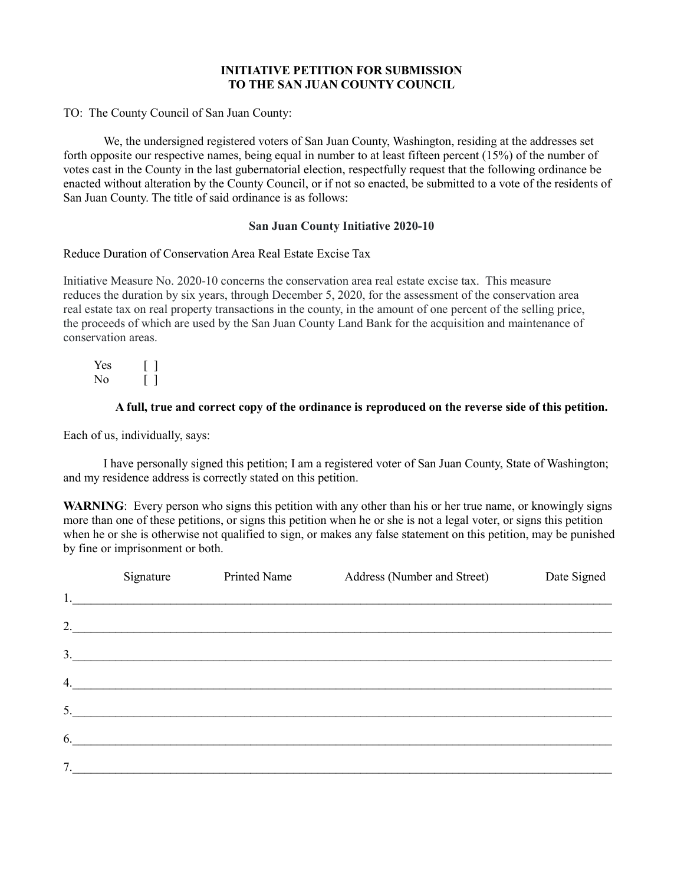**INITIATIVE PETITION FOR SUBMISSION TO THE SAN JUAN COUNTY COUNCIL**

TO: The County Council of San Juan County:

We, the undersigned registered voters of San Juan County, Washington, residing at the addresses set forth opposite our respective names, being equal in number to at least fifteen percent (15%) of the number of votes cast in the County in the last gubernatorial election, respectfully request that the following ordinance be enacted without alteration by the County Council, or if not so enacted, be submitted to a vote of the residents of San Juan County. The title of said ordinance is as follows:

**San Juan County Initiative 2020-10**

Reduce Duration of Conservation Area Real Estate Excise Tax

Initiative Measure No. 2020-10 concerns the conservation area real estate excise tax. This measure reduces the duration by six years, through December 5, 2020, for the assessment of the conservation area real estate tax on real property transactions in the county, in the amount of one percent of the selling price, the proceeds of which are used by the San Juan County Land Bank for the acquisition and maintenance of conservation areas.

Yes [ ]
No [ ]

**A full, true and correct copy of the ordinance is reproduced on the reverse side of this petition.**

Each of us, individually, says:

I have personally signed this petition; I am a registered voter of San Juan County, State of Washington; and my residence address is correctly stated on this petition.

**WARNING**: Every person who signs this petition with any other than his or her true name, or knowingly signs more than one of these petitions, or signs this petition when he or she is not a legal voter, or signs this petition when he or she is otherwise not qualified to sign, or makes any false statement on this petition, may be punished by fine or imprisonment or both.

| | Signature | Printed Name | Address (Number and Street) | Date Signed |
|---|---|---|---|---|
| 1. | | | | |
| 2. | | | | |
| 3. | | | | |
| 4. | | | | |
| 5. | | | | |
| 6. | | | | |
| 7. | | | | |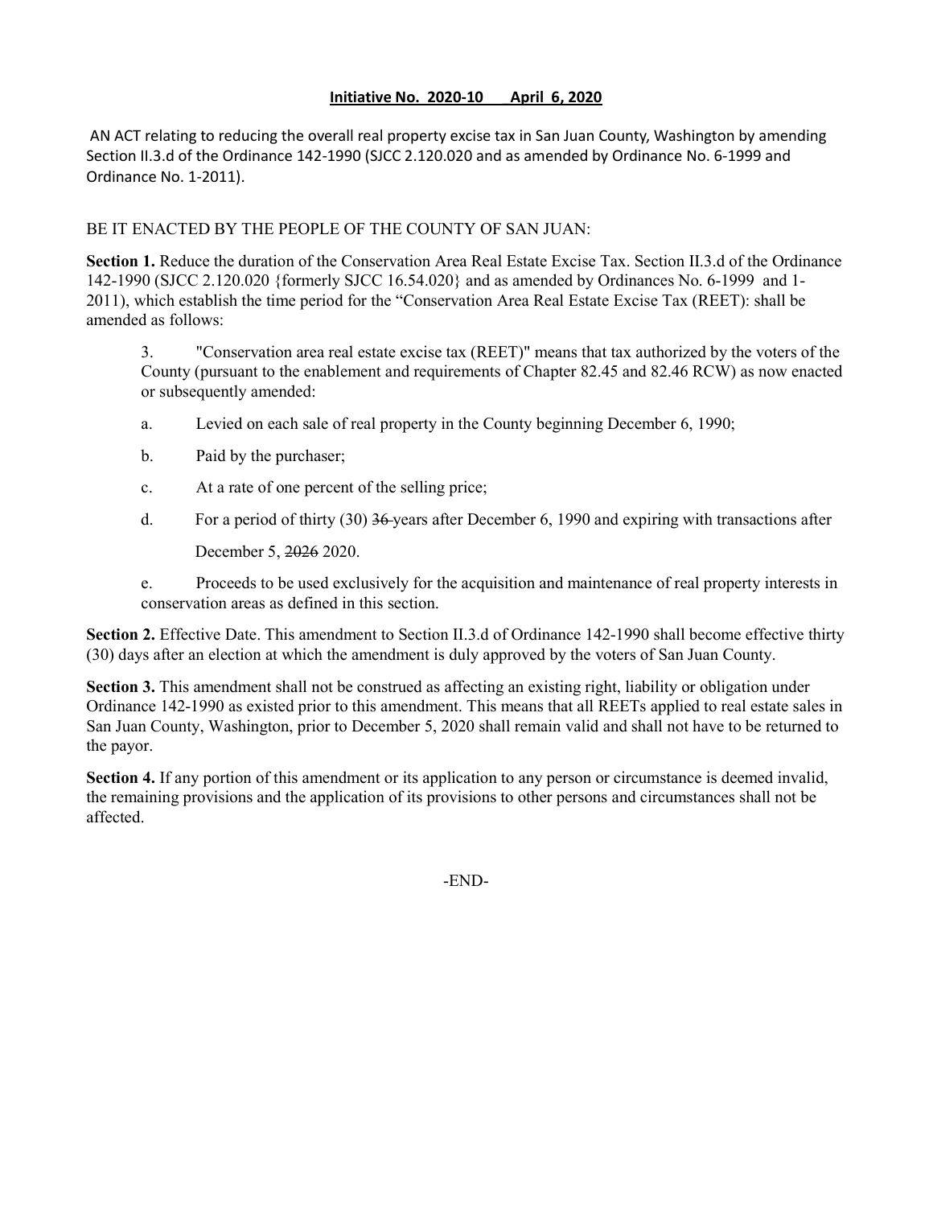**Initiative No. 2020-10 April 6, 2020**

AN ACT relating to reducing the overall real property excise tax in San Juan County, Washington by amending Section II.3.d of the Ordinance 142-1990 (SJCC 2.120.020 and as amended by Ordinance No. 6-1999 and Ordinance No. 1-2011).

BE IT ENACTED BY THE PEOPLE OF THE COUNTY OF SAN JUAN:

**Section 1.** Reduce the duration of the Conservation Area Real Estate Excise Tax. Section II.3.d of the Ordinance 142-1990 (SJCC 2.120.020 {formerly SJCC 16.54.020} and as amended by Ordinances No. 6-1999 and 1-2011), which establish the time period for the "Conservation Area Real Estate Excise Tax (REET): shall be amended as follows:

3. "Conservation area real estate excise tax (REET)" means that tax authorized by the voters of the County (pursuant to the enablement and requirements of Chapter 82.45 and 82.46 RCW) as now enacted or subsequently amended:

a. Levied on each sale of real property in the County beginning December 6, 1990;

b. Paid by the purchaser;

c. At a rate of one percent of the selling price;

d. For a period of thirty (30) ~~36~~ years after December 6, 1990 and expiring with transactions after December 5, ~~2026~~ 2020.

e. Proceeds to be used exclusively for the acquisition and maintenance of real property interests in conservation areas as defined in this section.

**Section 2.** Effective Date. This amendment to Section II.3.d of Ordinance 142-1990 shall become effective thirty (30) days after an election at which the amendment is duly approved by the voters of San Juan County.

**Section 3.** This amendment shall not be construed as affecting an existing right, liability or obligation under Ordinance 142-1990 as existed prior to this amendment. This means that all REETs applied to real estate sales in San Juan County, Washington, prior to December 5, 2020 shall remain valid and shall not have to be returned to the payor.

**Section 4.** If any portion of this amendment or its application to any person or circumstance is deemed invalid, the remaining provisions and the application of its provisions to other persons and circumstances shall not be affected.

-END-